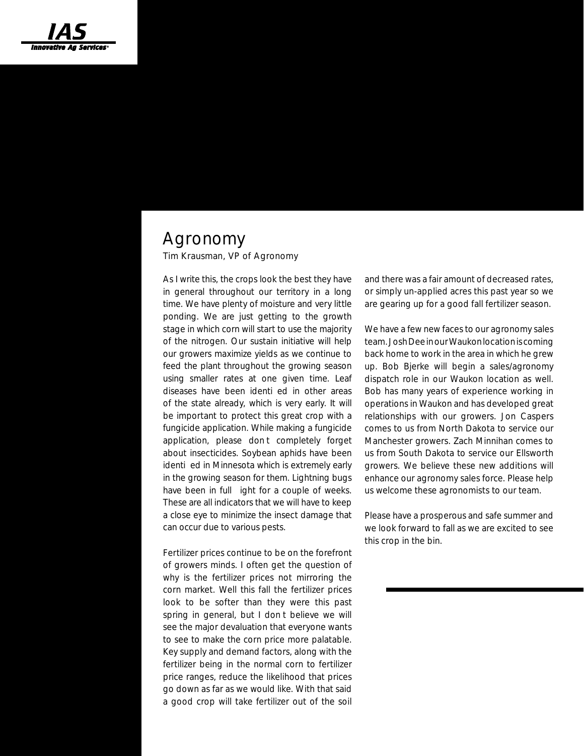# Agronomy

Tim Krausman, VP of Agronomy

As I write this, the crops look the best they have in general throughout our territory in a long time. We have plenty of moisture and very little ponding. We are just getting to the growth stage in which corn will start to use the majority of the nitrogen. Our sustain initiative will help our growers maximize yields as we continue to feed the plant throughout the growing season using smaller rates at one given time. Leaf diseases have been identi ed in other areas of the state already, which is very early. It will be important to protect this great crop with a fungicide application. While making a fungicide application, please don t completely forget about insecticides. Soybean aphids have been identi ed in Minnesota which is extremely early in the growing season for them. Lightning bugs have been in full ight for a couple of weeks. These are all indicators that we will have to keep a close eye to minimize the insect damage that can occur due to various pests.

Fertilizer prices continue to be on the forefront of growers minds. I often get the question of why is the fertilizer prices not mirroring the corn market. Well this fall the fertilizer prices look to be softer than they were this past spring in general, but I don t believe we will see the major devaluation that everyone wants to see to make the corn price more palatable. Key supply and demand factors, along with the fertilizer being in the normal corn to fertilizer price ranges, reduce the likelihood that prices go down as far as we would like. With that said a good crop will take fertilizer out of the soil and there was a fair amount of decreased rates, or simply un-applied acres this past year so we are gearing up for a good fall fertilizer season.

We have a few new faces to our agronomy sales team. Josh Dee in our Waukon location is coming back home to work in the area in which he grew up. Bob Bjerke will begin a sales/agronomy dispatch role in our Waukon location as well. Bob has many years of experience working in operations in Waukon and has developed great relationships with our growers. Jon Caspers comes to us from North Dakota to service our Manchester growers. Zach Minnihan comes to us from South Dakota to service our Ellsworth growers. We believe these new additions will enhance our agronomy sales force. Please help us welcome these agronomists to our team.

Please have a prosperous and safe summer and we look forward to fall as we are excited to see this crop in the bin.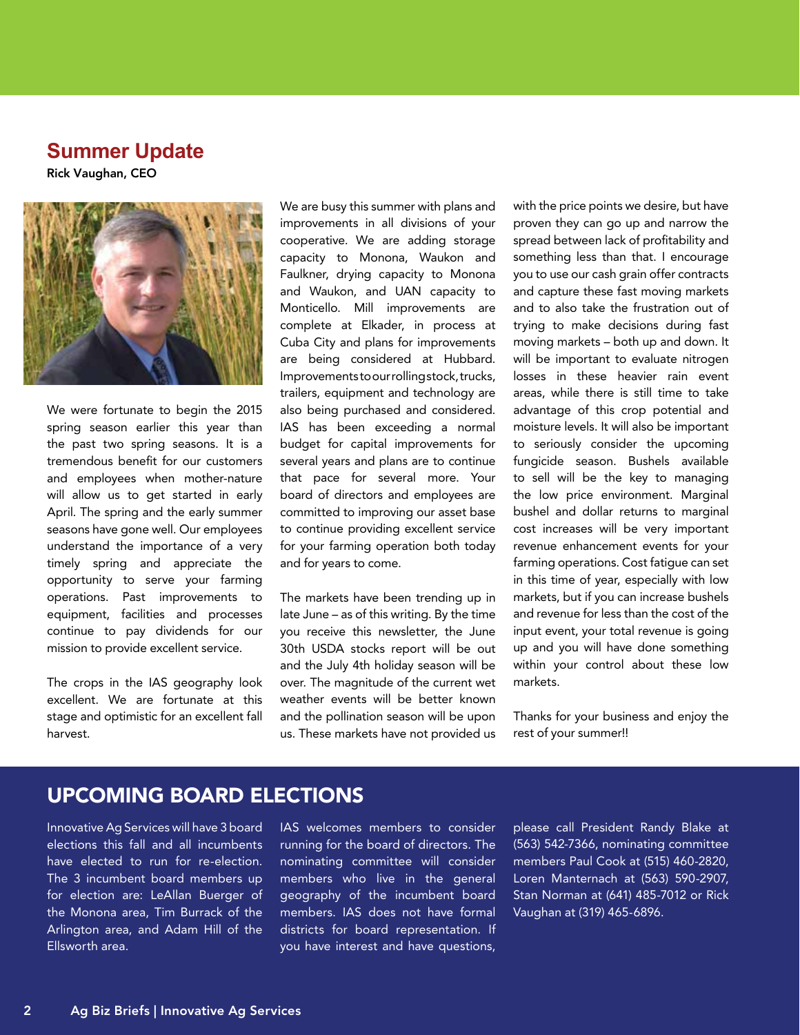## Summer Update

**Rick Vaughan, CEO**

We were fortunate to begin the 2015 spring season earlier this year than the past two spring seasons. It is a tremendous benefit for our customers and employees when mother-nature will allow us to get started in early April. The spring and the early summer seasons have gone well. Our employees understand the importance of a very timely spring and appreciate the opportunity to serve your farming operations. Past improvements to equipment, facilities and processes continue to pay dividends for our mission to provide excellent service.

The crops in the IAS geography look excellent. We are fortunate at this stage and optimistic for an excellent fall harvest.

We are busy this summer with plans and improvements in all divisions of your cooperative. We are adding storage capacity to Monona, Waukon and Faulkner, drying capacity to Monona and Waukon, and UAN capacity to Monticello. Mill improvements are complete at Elkader, in process at Cuba City and plans for improvements are being considered at Hubbard. Improvements to our rolling stock, trucks, trailers, equipment and technology are also being purchased and considered. IAS has been exceeding a normal budget for capital improvements for several years and plans are to continue that pace for several more. Your board of directors and employees are committed to improving our asset base to continue providing excellent service for your farming operation both today and for years to come.

The markets have been trending up in late June – as of this writing. By the time you receive this newsletter, the June 30th USDA stocks report will be out and the July 4th holiday season will be over. The magnitude of the current wet weather events will be better known and the pollination season will be upon us. These markets have not provided us with the price points we desire, but have proven they can go up and narrow the spread between lack of profitability and something less than that. I encourage you to use our cash grain offer contracts and capture these fast moving markets and to also take the frustration out of trying to make decisions during fast moving markets – both up and down. It will be important to evaluate nitrogen losses in these heavier rain event areas, while there is still time to take advantage of this crop potential and moisture levels. It will also be important to seriously consider the upcoming fungicide season. Bushels available to sell will be the key to managing the low price environment. Marginal bushel and dollar returns to marginal cost increases will be very important revenue enhancement events for your farming operations. Cost fatigue can set in this time of year, especially with low markets, but if you can increase bushels and revenue for less than the cost of the input event, your total revenue is going up and you will have done something within your control about these low markets.

Thanks for your business and enjoy the rest of your summer!!

## UPCOMING BOARD ELECTIONS

Innovative Ag Services will have 3 board elections this fall and all incumbents have elected to run for re-election. The 3 incumbent board members up for election are: LeAllan Buerger of the Monona area, Tim Burrack of the Arlington area, and Adam Hill of the Ellsworth area.

IAS welcomes members to consider running for the board of directors. The nominating committee will consider members who live in the general geography of the incumbent board members. IAS does not have formal districts for board representation. If you have interest and have questions, please call President Randy Blake at (563) 542-7366, nominating committee members Paul Cook at (515) 460-2820, Loren Manternach at (563) 590-2907, Stan Norman at (641) 485-7012 or Rick Vaughan at (319) 465-6896.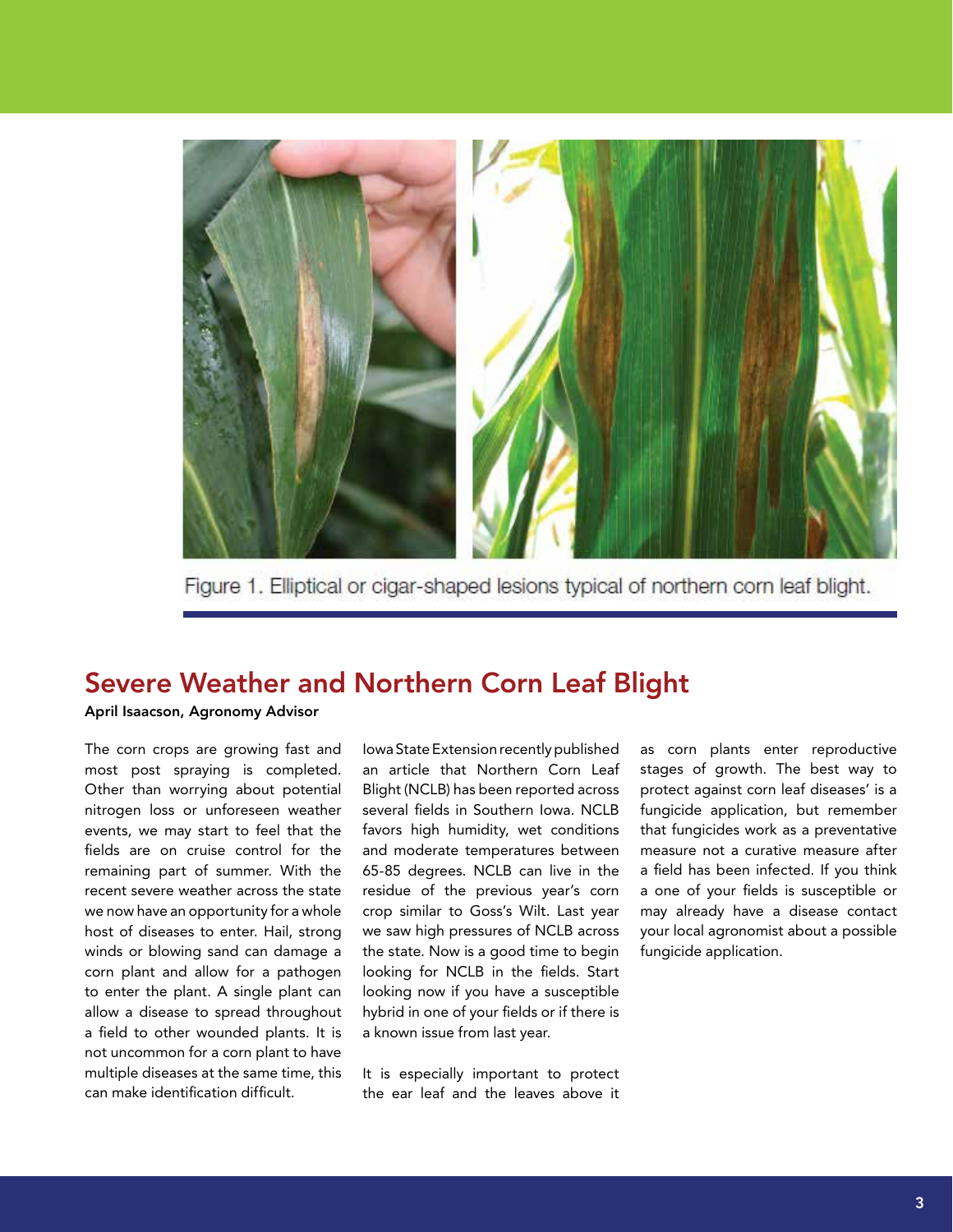Figure 1. Elliptical or cigar-shaped lesions typical of northern corn leaf blight.

## Severe Weather and Northern Corn Leaf Blight

**April Isaacson, Agronomy Advisor**

The corn crops are growing fast and most post spraying is completed. Other than worrying about potential nitrogen loss or unforeseen weather events, we may start to feel that the fields are on cruise control for the remaining part of summer. With the recent severe weather across the state we now have an opportunity for a whole host of diseases to enter. Hail, strong winds or blowing sand can damage a corn plant and allow for a pathogen to enter the plant. A single plant can allow a disease to spread throughout a field to other wounded plants. It is not uncommon for a corn plant to have multiple diseases at the same time, this can make identification difficult.

Iowa State Extension recently published an article that Northern Corn Leaf Blight (NCLB) has been reported across several fields in Southern Iowa. NCLB favors high humidity, wet conditions and moderate temperatures between 65-85 degrees. NCLB can live in the residue of the previous year's corn crop similar to Goss's Wilt. Last year we saw high pressures of NCLB across the state. Now is a good time to begin looking for NCLB in the fields. Start looking now if you have a susceptible hybrid in one of your fields or if there is a known issue from last year.

It is especially important to protect the ear leaf and the leaves above it as corn plants enter reproductive stages of growth. The best way to protect against corn leaf diseases' is a fungicide application, but remember that fungicides work as a preventative measure not a curative measure after a field has been infected. If you think a one of your fields is susceptible or may already have a disease contact your local agronomist about a possible fungicide application.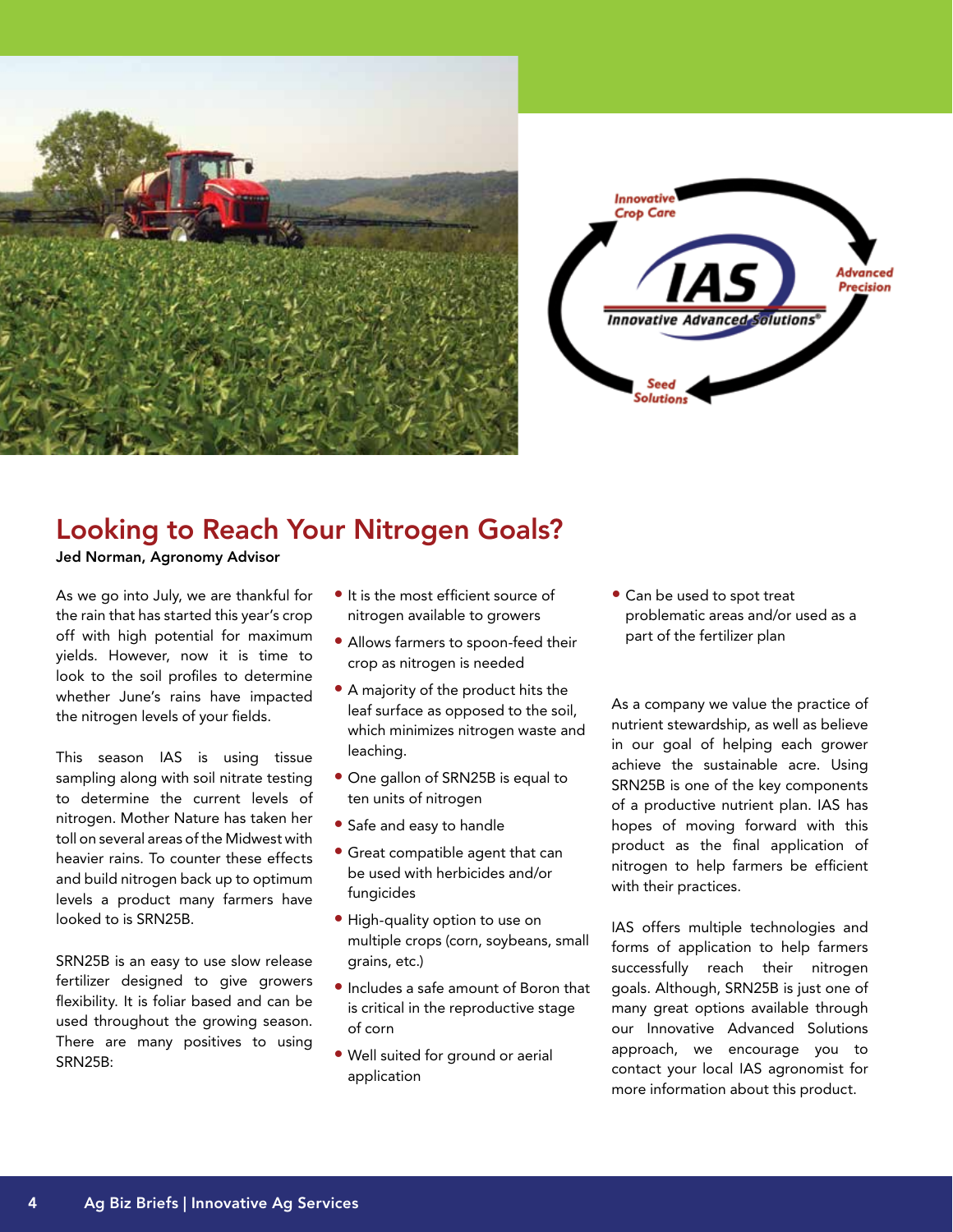# Looking to Reach Your Nitrogen Goals?

**Jed Norman, Agronomy Advisor**

As we go into July, we are thankful for the rain that has started this year's crop off with high potential for maximum yields. However, now it is time to look to the soil profiles to determine whether June's rains have impacted the nitrogen levels of your fields.

This season IAS is using tissue sampling along with soil nitrate testing to determine the current levels of nitrogen. Mother Nature has taken her toll on several areas of the Midwest with heavier rains. To counter these effects and build nitrogen back up to optimum levels a product many farmers have looked to is SRN25B.

SRN25B is an easy to use slow release fertilizer designed to give growers flexibility. It is foliar based and can be used throughout the growing season. There are many positives to using SRN25B:

- It is the most efficient source of nitrogen available to growers
- Allows farmers to spoon-feed their crop as nitrogen is needed
- A majority of the product hits the leaf surface as opposed to the soil, which minimizes nitrogen waste and leaching.
- One gallon of SRN25B is equal to ten units of nitrogen
- Safe and easy to handle
- Great compatible agent that can be used with herbicides and/or fungicides
- High-quality option to use on multiple crops (corn, soybeans, small grains, etc.)
- Includes a safe amount of Boron that is critical in the reproductive stage of corn
- Well suited for ground or aerial application
- Can be used to spot treat problematic areas and/or used as a part of the fertilizer plan

As a company we value the practice of nutrient stewardship, as well as believe in our goal of helping each grower achieve the sustainable acre. Using SRN25B is one of the key components of a productive nutrient plan. IAS has hopes of moving forward with this product as the final application of nitrogen to help farmers be efficient with their practices.

IAS offers multiple technologies and forms of application to help farmers successfully reach their nitrogen goals. Although, SRN25B is just one of many great options available through our Innovative Advanced Solutions approach, we encourage you to contact your local IAS agronomist for more information about this product.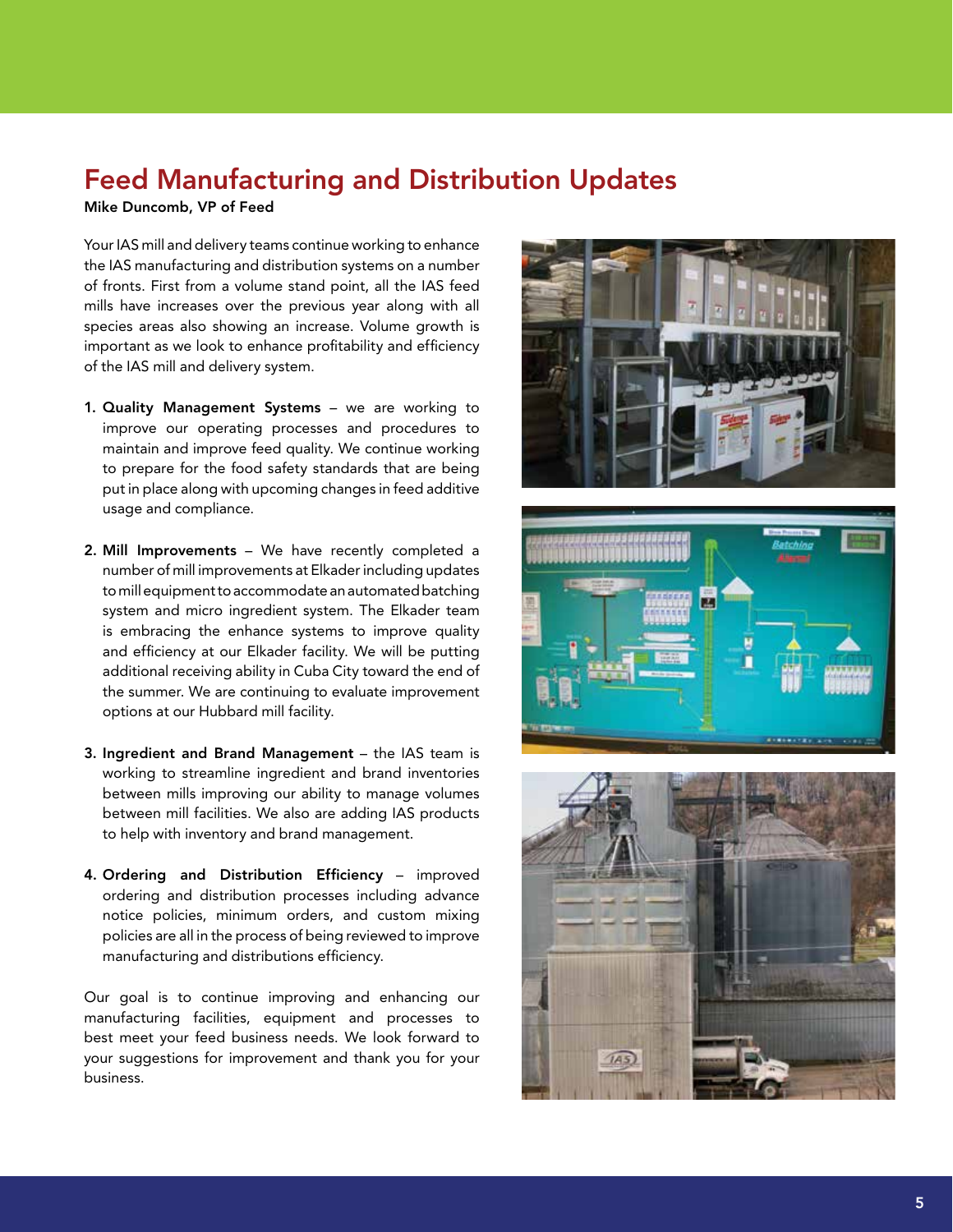## Feed Manufacturing and Distribution Updates

**Mike Duncomb, VP of Feed**

Your IAS mill and delivery teams continue working to enhance the IAS manufacturing and distribution systems on a number of fronts. First from a volume stand point, all the IAS feed mills have increases over the previous year along with all species areas also showing an increase. Volume growth is important as we look to enhance profitability and efficiency of the IAS mill and delivery system.

1. **Quality Management Systems** – we are working to improve our operating processes and procedures to maintain and improve feed quality. We continue working to prepare for the food safety standards that are being put in place along with upcoming changes in feed additive usage and compliance.

2. **Mill Improvements** – We have recently completed a number of mill improvements at Elkader including updates to mill equipment to accommodate an automated batching system and micro ingredient system. The Elkader team is embracing the enhance systems to improve quality and efficiency at our Elkader facility. We will be putting additional receiving ability in Cuba City toward the end of the summer. We are continuing to evaluate improvement options at our Hubbard mill facility.

3. **Ingredient and Brand Management** – the IAS team is working to streamline ingredient and brand inventories between mills improving our ability to manage volumes between mill facilities. We also are adding IAS products to help with inventory and brand management.

4. **Ordering and Distribution Efficiency** – improved ordering and distribution processes including advance notice policies, minimum orders, and custom mixing policies are all in the process of being reviewed to improve manufacturing and distributions efficiency.

Our goal is to continue improving and enhancing our manufacturing facilities, equipment and processes to best meet your feed business needs. We look forward to your suggestions for improvement and thank you for your business.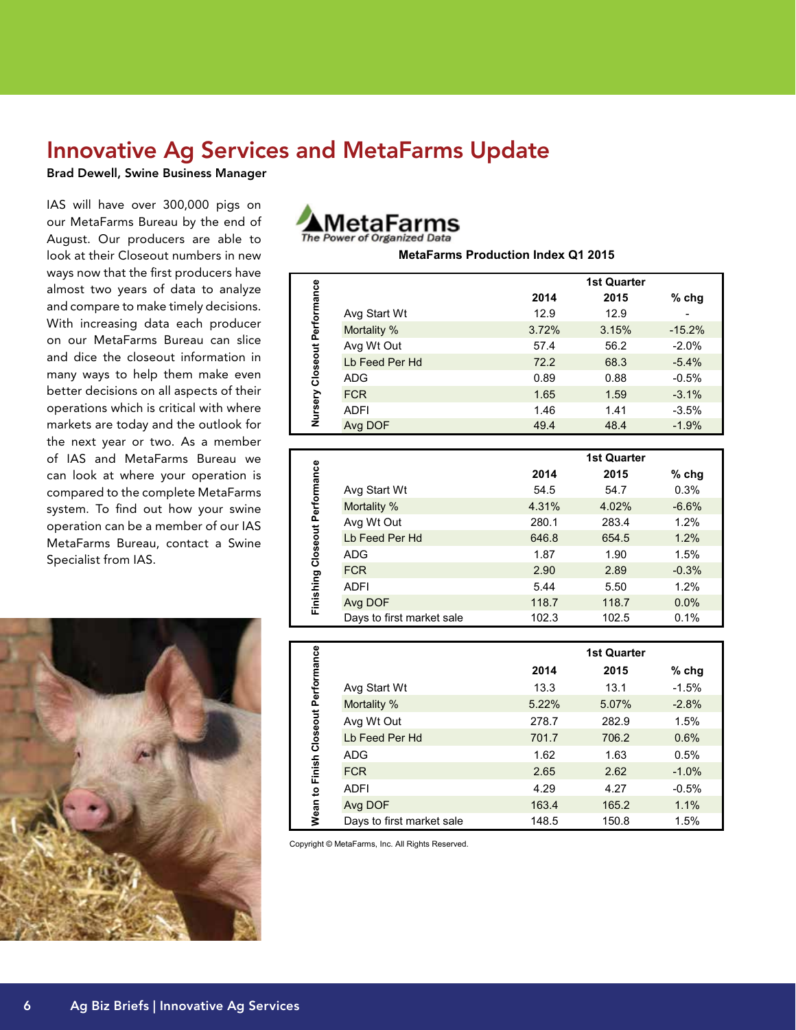# Innovative Ag Services and MetaFarms Update

**Brad Dewell, Swine Business Manager**

IAS will have over 300,000 pigs on our MetaFarms Bureau by the end of August. Our producers are able to look at their Closeout numbers in new ways now that the first producers have almost two years of data to analyze and compare to make timely decisions. With increasing data each producer on our MetaFarms Bureau can slice and dice the closeout information in many ways to help them make even better decisions on all aspects of their operations which is critical with where markets are today and the outlook for the next year or two. As a member of IAS and MetaFarms Bureau we can look at where your operation is compared to the complete MetaFarms system. To find out how your swine operation can be a member of our IAS MetaFarms Bureau, contact a Swine Specialist from IAS.

MetaFarms
The Power of Organized Data

**MetaFarms Production Index Q1 2015**

**Nursery Closeout Performance**

| | 1st Quarter | | |
|---|---|---|---|
| | **2014** | **2015** | **% chg** |
| Avg Start Wt | 12.9 | 12.9 | - |
| Mortality % | 3.72% | 3.15% | -15.2% |
| Avg Wt Out | 57.4 | 56.2 | -2.0% |
| Lb Feed Per Hd | 72.2 | 68.3 | -5.4% |
| ADG | 0.89 | 0.88 | -0.5% |
| FCR | 1.65 | 1.59 | -3.1% |
| ADFI | 1.46 | 1.41 | -3.5% |
| Avg DOF | 49.4 | 48.4 | -1.9% |

**Finishing Closeout Performance**

| | 1st Quarter | | |
|---|---|---|---|
| | **2014** | **2015** | **% chg** |
| Avg Start Wt | 54.5 | 54.7 | 0.3% |
| Mortality % | 4.31% | 4.02% | -6.6% |
| Avg Wt Out | 280.1 | 283.4 | 1.2% |
| Lb Feed Per Hd | 646.8 | 654.5 | 1.2% |
| ADG | 1.87 | 1.90 | 1.5% |
| FCR | 2.90 | 2.89 | -0.3% |
| ADFI | 5.44 | 5.50 | 1.2% |
| Avg DOF | 118.7 | 118.7 | 0.0% |
| Days to first market sale | 102.3 | 102.5 | 0.1% |

**Wean to Finish Closeout Performance**

| | 1st Quarter | | |
|---|---|---|---|
| | **2014** | **2015** | **% chg** |
| Avg Start Wt | 13.3 | 13.1 | -1.5% |
| Mortality % | 5.22% | 5.07% | -2.8% |
| Avg Wt Out | 278.7 | 282.9 | 1.5% |
| Lb Feed Per Hd | 701.7 | 706.2 | 0.6% |
| ADG | 1.62 | 1.63 | 0.5% |
| FCR | 2.65 | 2.62 | -1.0% |
| ADFI | 4.29 | 4.27 | -0.5% |
| Avg DOF | 163.4 | 165.2 | 1.1% |
| Days to first market sale | 148.5 | 150.8 | 1.5% |

Copyright © MetaFarms, Inc. All Rights Reserved.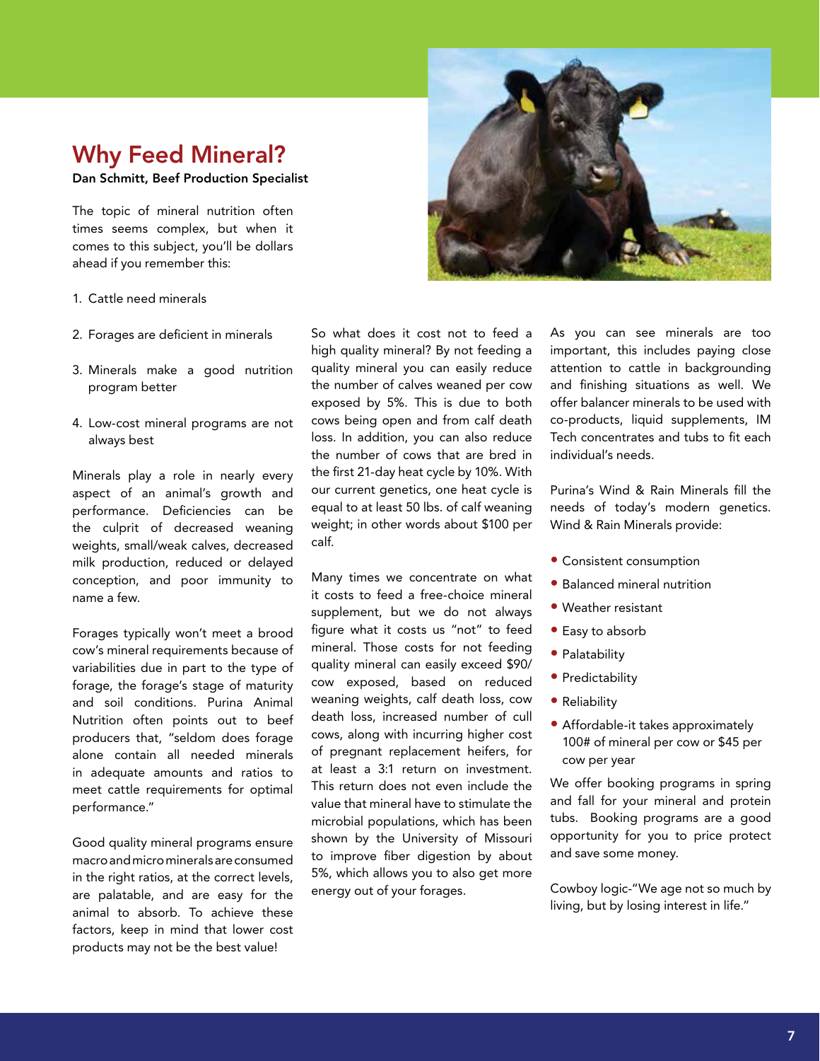# Why Feed Mineral?

**Dan Schmitt, Beef Production Specialist**

The topic of mineral nutrition often times seems complex, but when it comes to this subject, you'll be dollars ahead if you remember this:

1. Cattle need minerals
2. Forages are deficient in minerals
3. Minerals make a good nutrition program better
4. Low-cost mineral programs are not always best

Minerals play a role in nearly every aspect of an animal's growth and performance. Deficiencies can be the culprit of decreased weaning weights, small/weak calves, decreased milk production, reduced or delayed conception, and poor immunity to name a few.

Forages typically won't meet a brood cow's mineral requirements because of variabilities due in part to the type of forage, the forage's stage of maturity and soil conditions. Purina Animal Nutrition often points out to beef producers that, "seldom does forage alone contain all needed minerals in adequate amounts and ratios to meet cattle requirements for optimal performance."

Good quality mineral programs ensure macro and micro minerals are consumed in the right ratios, at the correct levels, are palatable, and are easy for the animal to absorb. To achieve these factors, keep in mind that lower cost products may not be the best value!

So what does it cost not to feed a high quality mineral? By not feeding a quality mineral you can easily reduce the number of calves weaned per cow exposed by 5%. This is due to both cows being open and from calf death loss. In addition, you can also reduce the number of cows that are bred in the first 21-day heat cycle by 10%. With our current genetics, one heat cycle is equal to at least 50 lbs. of calf weaning weight; in other words about $100 per calf.

Many times we concentrate on what it costs to feed a free-choice mineral supplement, but we do not always figure what it costs us "not" to feed mineral. Those costs for not feeding quality mineral can easily exceed $90/cow exposed, based on reduced weaning weights, calf death loss, cow death loss, increased number of cull cows, along with incurring higher cost of pregnant replacement heifers, for at least a 3:1 return on investment. This return does not even include the value that mineral have to stimulate the microbial populations, which has been shown by the University of Missouri to improve fiber digestion by about 5%, which allows you to also get more energy out of your forages.

As you can see minerals are too important, this includes paying close attention to cattle in backgrounding and finishing situations as well. We offer balancer minerals to be used with co-products, liquid supplements, IM Tech concentrates and tubs to fit each individual's needs.

Purina's Wind & Rain Minerals fill the needs of today's modern genetics. Wind & Rain Minerals provide:

- Consistent consumption
- Balanced mineral nutrition
- Weather resistant
- Easy to absorb
- Palatability
- Predictability
- Reliability
- Affordable-it takes approximately 100# of mineral per cow or $45 per cow per year

We offer booking programs in spring and fall for your mineral and protein tubs. Booking programs are a good opportunity for you to price protect and save some money.

Cowboy logic-"We age not so much by living, but by losing interest in life."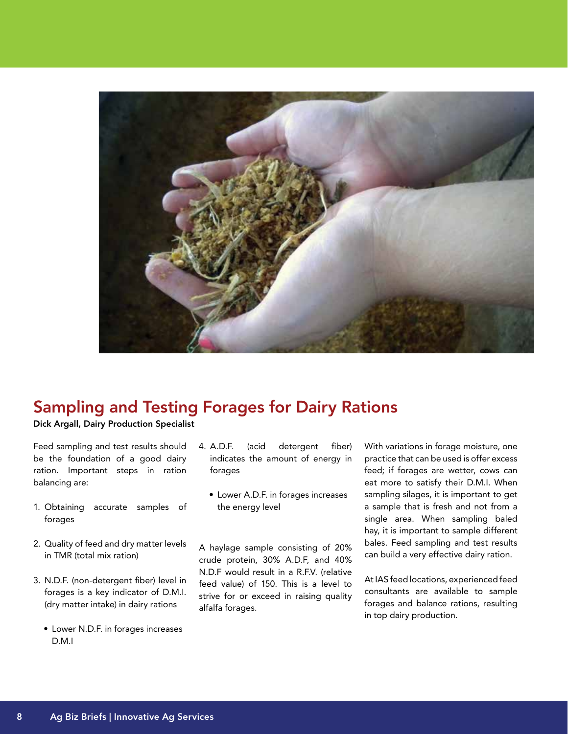## Sampling and Testing Forages for Dairy Rations

**Dick Argall, Dairy Production Specialist**

Feed sampling and test results should be the foundation of a good dairy ration. Important steps in ration balancing are:

1. Obtaining accurate samples of forages
2. Quality of feed and dry matter levels in TMR (total mix ration)
3. N.D.F. (non-detergent fiber) level in forages is a key indicator of D.M.I. (dry matter intake) in dairy rations
   - Lower N.D.F. in forages increases D.M.I
4. A.D.F. (acid detergent fiber) indicates the amount of energy in forages
   - Lower A.D.F. in forages increases the energy level

A haylage sample consisting of 20% crude protein, 30% A.D.F, and 40% N.D.F would result in a R.F.V. (relative feed value) of 150. This is a level to strive for or exceed in raising quality alfalfa forages.

With variations in forage moisture, one practice that can be used is offer excess feed; if forages are wetter, cows can eat more to satisfy their D.M.I. When sampling silages, it is important to get a sample that is fresh and not from a single area. When sampling baled hay, it is important to sample different bales. Feed sampling and test results can build a very effective dairy ration.

At IAS feed locations, experienced feed consultants are available to sample forages and balance rations, resulting in top dairy production.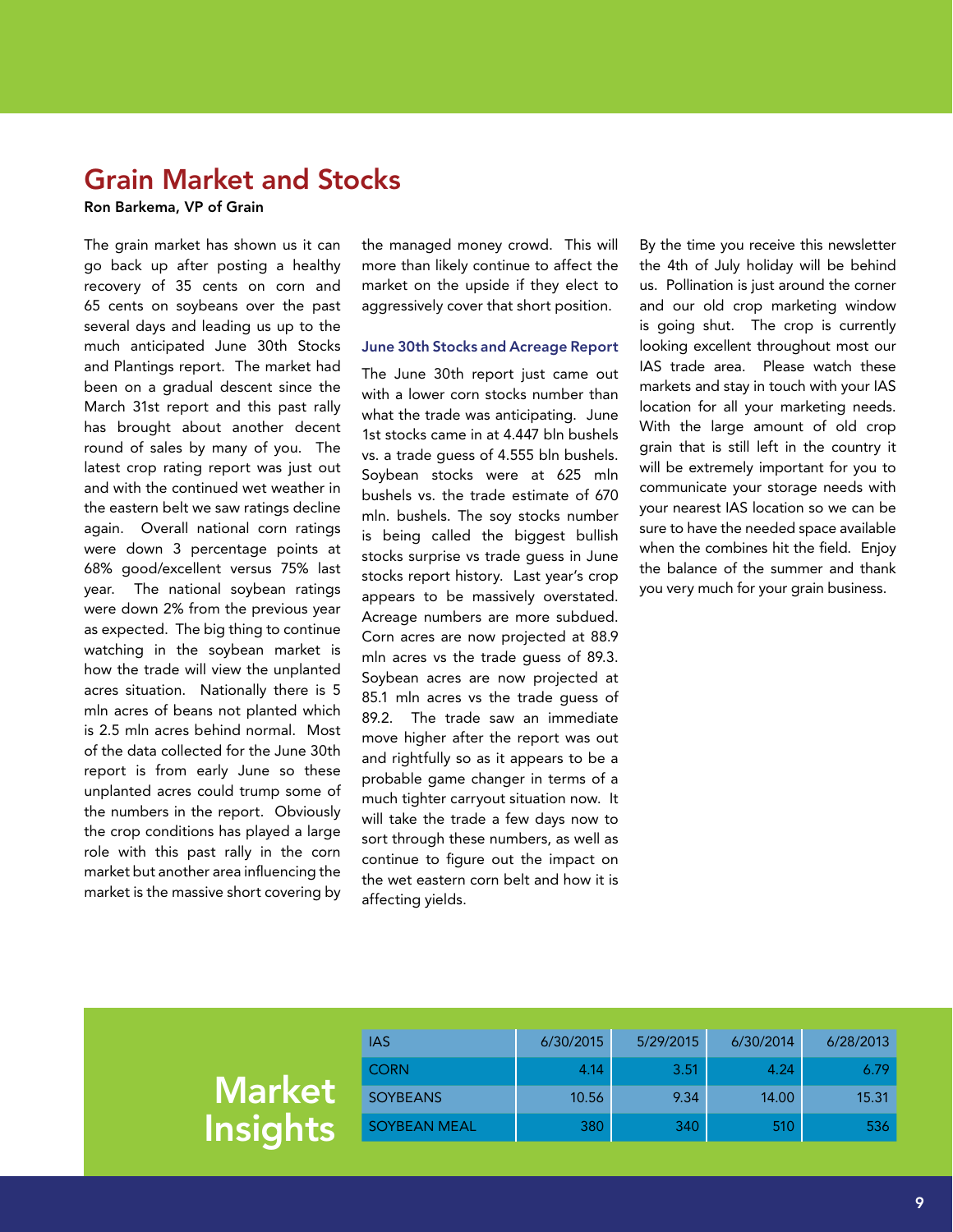# Grain Market and Stocks

**Ron Barkema, VP of Grain**

The grain market has shown us it can go back up after posting a healthy recovery of 35 cents on corn and 65 cents on soybeans over the past several days and leading us up to the much anticipated June 30th Stocks and Plantings report. The market had been on a gradual descent since the March 31st report and this past rally has brought about another decent round of sales by many of you. The latest crop rating report was just out and with the continued wet weather in the eastern belt we saw ratings decline again. Overall national corn ratings were down 3 percentage points at 68% good/excellent versus 75% last year. The national soybean ratings were down 2% from the previous year as expected. The big thing to continue watching in the soybean market is how the trade will view the unplanted acres situation. Nationally there is 5 mln acres of beans not planted which is 2.5 mln acres behind normal. Most of the data collected for the June 30th report is from early June so these unplanted acres could trump some of the numbers in the report. Obviously the crop conditions has played a large role with this past rally in the corn market but another area influencing the market is the massive short covering by the managed money crowd. This will more than likely continue to affect the market on the upside if they elect to aggressively cover that short position.

## June 30th Stocks and Acreage Report

The June 30th report just came out with a lower corn stocks number than what the trade was anticipating. June 1st stocks came in at 4.447 bln bushels vs. a trade guess of 4.555 bln bushels. Soybean stocks were at 625 mln bushels vs. the trade estimate of 670 mln. bushels. The soy stocks number is being called the biggest bullish stocks surprise vs trade guess in June stocks report history. Last year's crop appears to be massively overstated. Acreage numbers are more subdued. Corn acres are now projected at 88.9 mln acres vs the trade guess of 89.3. Soybean acres are now projected at 85.1 mln acres vs the trade guess of 89.2. The trade saw an immediate move higher after the report was out and rightfully so as it appears to be a probable game changer in terms of a much tighter carryout situation now. It will take the trade a few days now to sort through these numbers, as well as continue to figure out the impact on the wet eastern corn belt and how it is affecting yields.

By the time you receive this newsletter the 4th of July holiday will be behind us. Pollination is just around the corner and our old crop marketing window is going shut. The crop is currently looking excellent throughout most our IAS trade area. Please watch these markets and stay in touch with your IAS location for all your marketing needs. With the large amount of old crop grain that is still left in the country it will be extremely important for you to communicate your storage needs with your nearest IAS location so we can be sure to have the needed space available when the combines hit the field. Enjoy the balance of the summer and thank you very much for your grain business.

## Market Insights

| IAS | 6/30/2015 | 5/29/2015 | 6/30/2014 | 6/28/2013 |
|---|---|---|---|---|
| CORN | 4.14 | 3.51 | 4.24 | 6.79 |
| SOYBEANS | 10.56 | 9.34 | 14.00 | 15.31 |
| SOYBEAN MEAL | 380 | 340 | 510 | 536 |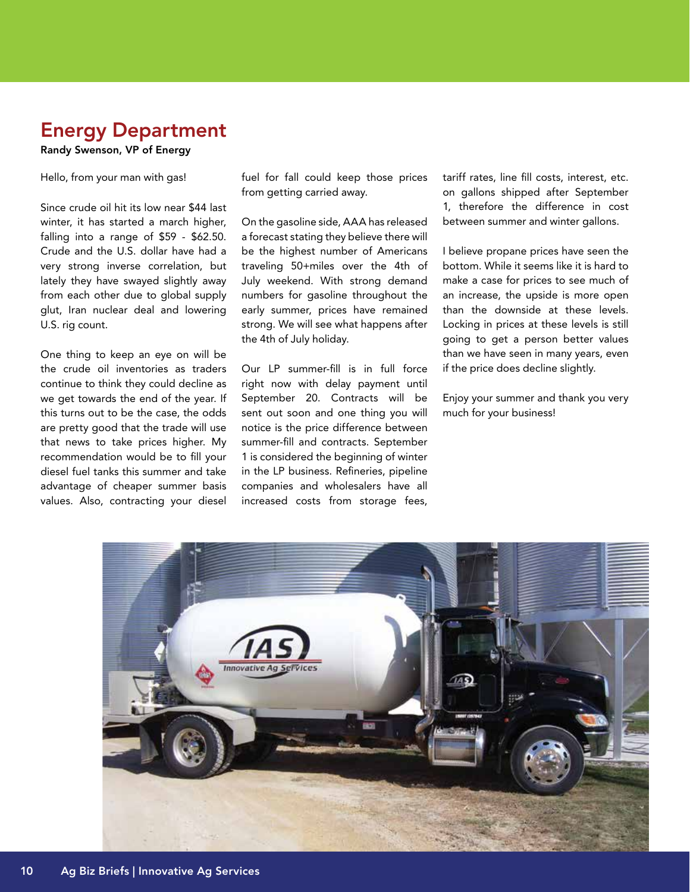# Energy Department

**Randy Swenson, VP of Energy**

Hello, from your man with gas!

Since crude oil hit its low near $44 last winter, it has started a march higher, falling into a range of $59 - $62.50. Crude and the U.S. dollar have had a very strong inverse correlation, but lately they have swayed slightly away from each other due to global supply glut, Iran nuclear deal and lowering U.S. rig count.

One thing to keep an eye on will be the crude oil inventories as traders continue to think they could decline as we get towards the end of the year. If this turns out to be the case, the odds are pretty good that the trade will use that news to take prices higher. My recommendation would be to fill your diesel fuel tanks this summer and take advantage of cheaper summer basis values. Also, contracting your diesel fuel for fall could keep those prices from getting carried away.

On the gasoline side, AAA has released a forecast stating they believe there will be the highest number of Americans traveling 50+miles over the 4th of July weekend. With strong demand numbers for gasoline throughout the early summer, prices have remained strong. We will see what happens after the 4th of July holiday.

Our LP summer-fill is in full force right now with delay payment until September 20. Contracts will be sent out soon and one thing you will notice is the price difference between summer-fill and contracts. September 1 is considered the beginning of winter in the LP business. Refineries, pipeline companies and wholesalers have all increased costs from storage fees, tariff rates, line fill costs, interest, etc. on gallons shipped after September 1, therefore the difference in cost between summer and winter gallons.

I believe propane prices have seen the bottom. While it seems like it is hard to make a case for prices to see much of an increase, the upside is more open than the downside at these levels. Locking in prices at these levels is still going to get a person better values than we have seen in many years, even if the price does decline slightly.

Enjoy your summer and thank you very much for your business!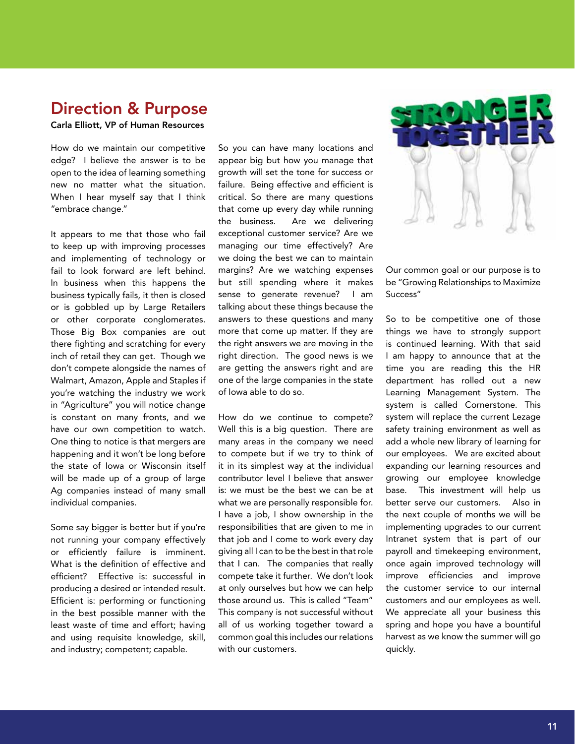## Direction & Purpose

**Carla Elliott, VP of Human Resources**

How do we maintain our competitive edge? I believe the answer is to be open to the idea of learning something new no matter what the situation. When I hear myself say that I think "embrace change."

It appears to me that those who fail to keep up with improving processes and implementing of technology or fail to look forward are left behind. In business when this happens the business typically fails, it then is closed or is gobbled up by Large Retailers or other corporate conglomerates. Those Big Box companies are out there fighting and scratching for every inch of retail they can get. Though we don't compete alongside the names of Walmart, Amazon, Apple and Staples if you're watching the industry we work in "Agriculture" you will notice change is constant on many fronts, and we have our own competition to watch. One thing to notice is that mergers are happening and it won't be long before the state of Iowa or Wisconsin itself will be made up of a group of large Ag companies instead of many small individual companies.

Some say bigger is better but if you're not running your company effectively or efficiently failure is imminent. What is the definition of effective and efficient? Effective is: successful in producing a desired or intended result. Efficient is: performing or functioning in the best possible manner with the least waste of time and effort; having and using requisite knowledge, skill, and industry; competent; capable.

So you can have many locations and appear big but how you manage that growth will set the tone for success or failure. Being effective and efficient is critical. So there are many questions that come up every day while running the business. Are we delivering exceptional customer service? Are we managing our time effectively? Are we doing the best we can to maintain margins? Are we watching expenses but still spending where it makes sense to generate revenue? I am talking about these things because the answers to these questions and many more that come up matter. If they are the right answers we are moving in the right direction. The good news is we are getting the answers right and are one of the large companies in the state of Iowa able to do so.

How do we continue to compete? Well this is a big question. There are many areas in the company we need to compete but if we try to think of it in its simplest way at the individual contributor level I believe that answer is: we must be the best we can be at what we are personally responsible for. I have a job, I show ownership in the responsibilities that are given to me in that job and I come to work every day giving all I can to be the best in that role that I can. The companies that really compete take it further. We don't look at only ourselves but how we can help those around us. This is called "Team" This company is not successful without all of us working together toward a common goal this includes our relations with our customers.

Our common goal or our purpose is to be "Growing Relationships to Maximize Success"

So to be competitive one of those things we have to strongly support is continued learning. With that said I am happy to announce that at the time you are reading this the HR department has rolled out a new Learning Management System. The system is called Cornerstone. This system will replace the current Lezage safety training environment as well as add a whole new library of learning for our employees. We are excited about expanding our learning resources and growing our employee knowledge base. This investment will help us better serve our customers. Also in the next couple of months we will be implementing upgrades to our current Intranet system that is part of our payroll and timekeeping environment, once again improved technology will improve efficiencies and improve the customer service to our internal customers and our employees as well. We appreciate all your business this spring and hope you have a bountiful harvest as we know the summer will go quickly.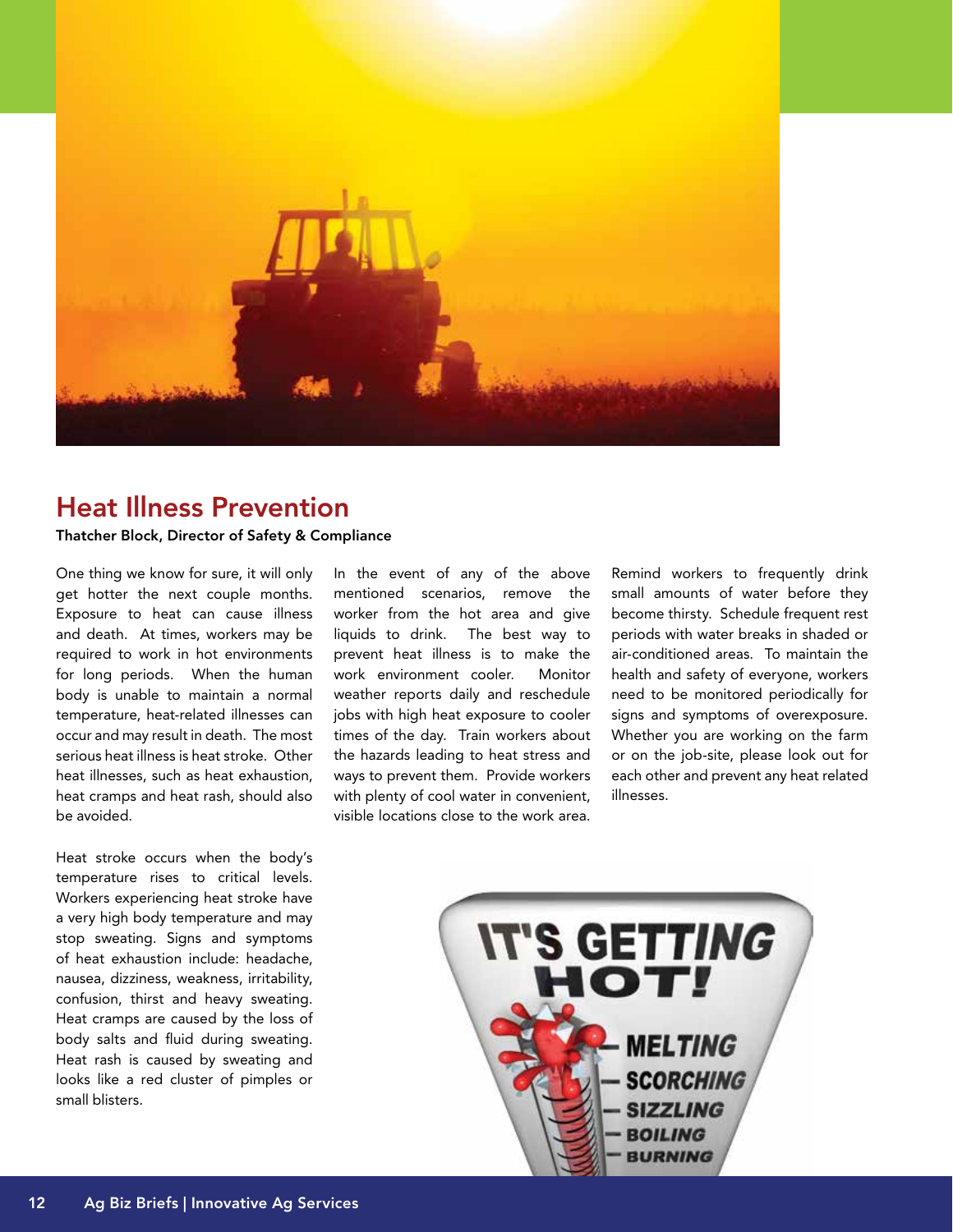# Heat Illness Prevention

**Thatcher Block, Director of Safety & Compliance**

One thing we know for sure, it will only get hotter the next couple months. Exposure to heat can cause illness and death. At times, workers may be required to work in hot environments for long periods. When the human body is unable to maintain a normal temperature, heat-related illnesses can occur and may result in death. The most serious heat illness is heat stroke. Other heat illnesses, such as heat exhaustion, heat cramps and heat rash, should also be avoided.

Heat stroke occurs when the body's temperature rises to critical levels. Workers experiencing heat stroke have a very high body temperature and may stop sweating. Signs and symptoms of heat exhaustion include: headache, nausea, dizziness, weakness, irritability, confusion, thirst and heavy sweating. Heat cramps are caused by the loss of body salts and fluid during sweating. Heat rash is caused by sweating and looks like a red cluster of pimples or small blisters.

In the event of any of the above mentioned scenarios, remove the worker from the hot area and give liquids to drink. The best way to prevent heat illness is to make the work environment cooler. Monitor weather reports daily and reschedule jobs with high heat exposure to cooler times of the day. Train workers about the hazards leading to heat stress and ways to prevent them. Provide workers with plenty of cool water in convenient, visible locations close to the work area.

Remind workers to frequently drink small amounts of water before they become thirsty. Schedule frequent rest periods with water breaks in shaded or air-conditioned areas. To maintain the health and safety of everyone, workers need to be monitored periodically for signs and symptoms of overexposure. Whether you are working on the farm or on the job-site, please look out for each other and prevent any heat related illnesses.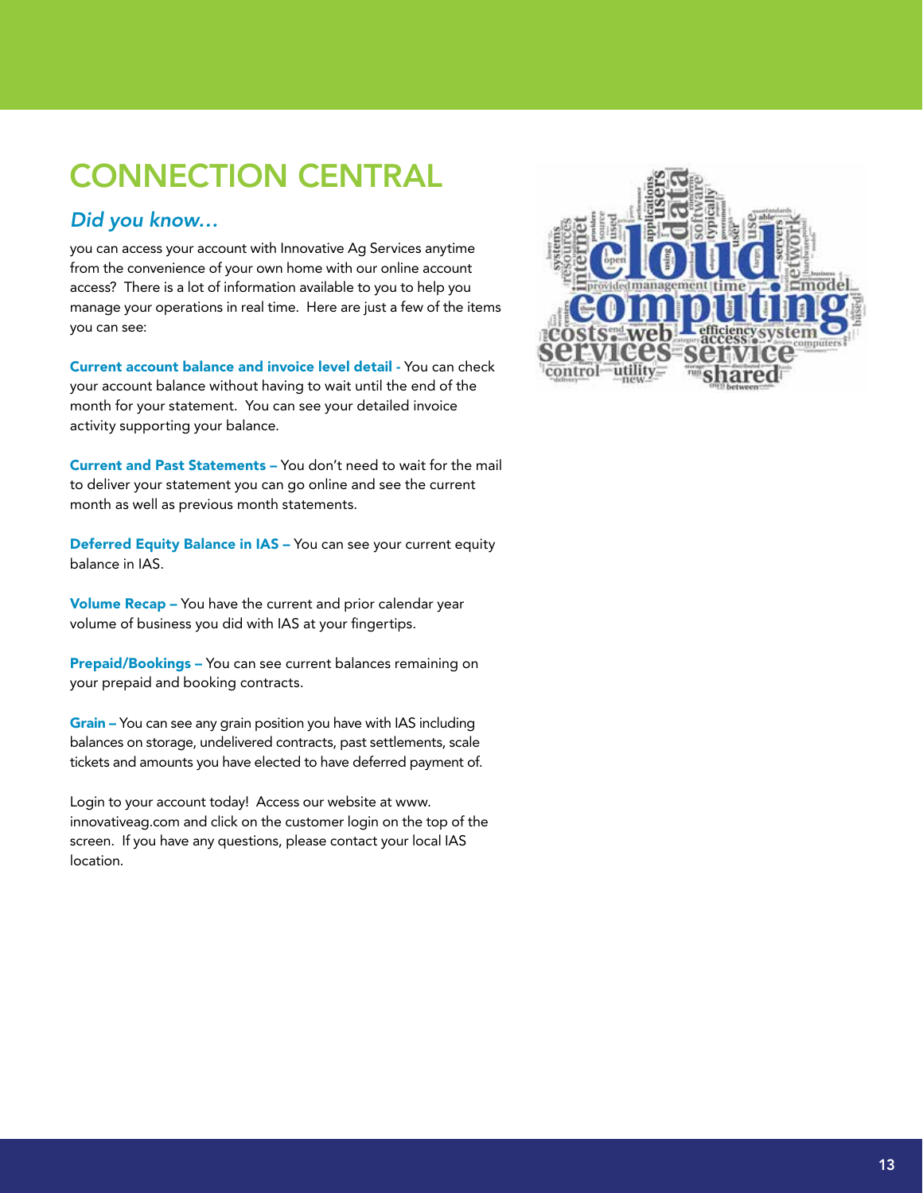# CONNECTION CENTRAL

## *Did you know…*

you can access your account with Innovative Ag Services anytime from the convenience of your own home with our online account access? There is a lot of information available to you to help you manage your operations in real time. Here are just a few of the items you can see:

**Current account balance and invoice level detail** - You can check your account balance without having to wait until the end of the month for your statement. You can see your detailed invoice activity supporting your balance.

**Current and Past Statements –** You don't need to wait for the mail to deliver your statement you can go online and see the current month as well as previous month statements.

**Deferred Equity Balance in IAS –** You can see your current equity balance in IAS.

**Volume Recap –** You have the current and prior calendar year volume of business you did with IAS at your fingertips.

**Prepaid/Bookings –** You can see current balances remaining on your prepaid and booking contracts.

**Grain –** You can see any grain position you have with IAS including balances on storage, undelivered contracts, past settlements, scale tickets and amounts you have elected to have deferred payment of.

Login to your account today! Access our website at www.innovativeag.com and click on the customer login on the top of the screen. If you have any questions, please contact your local IAS location.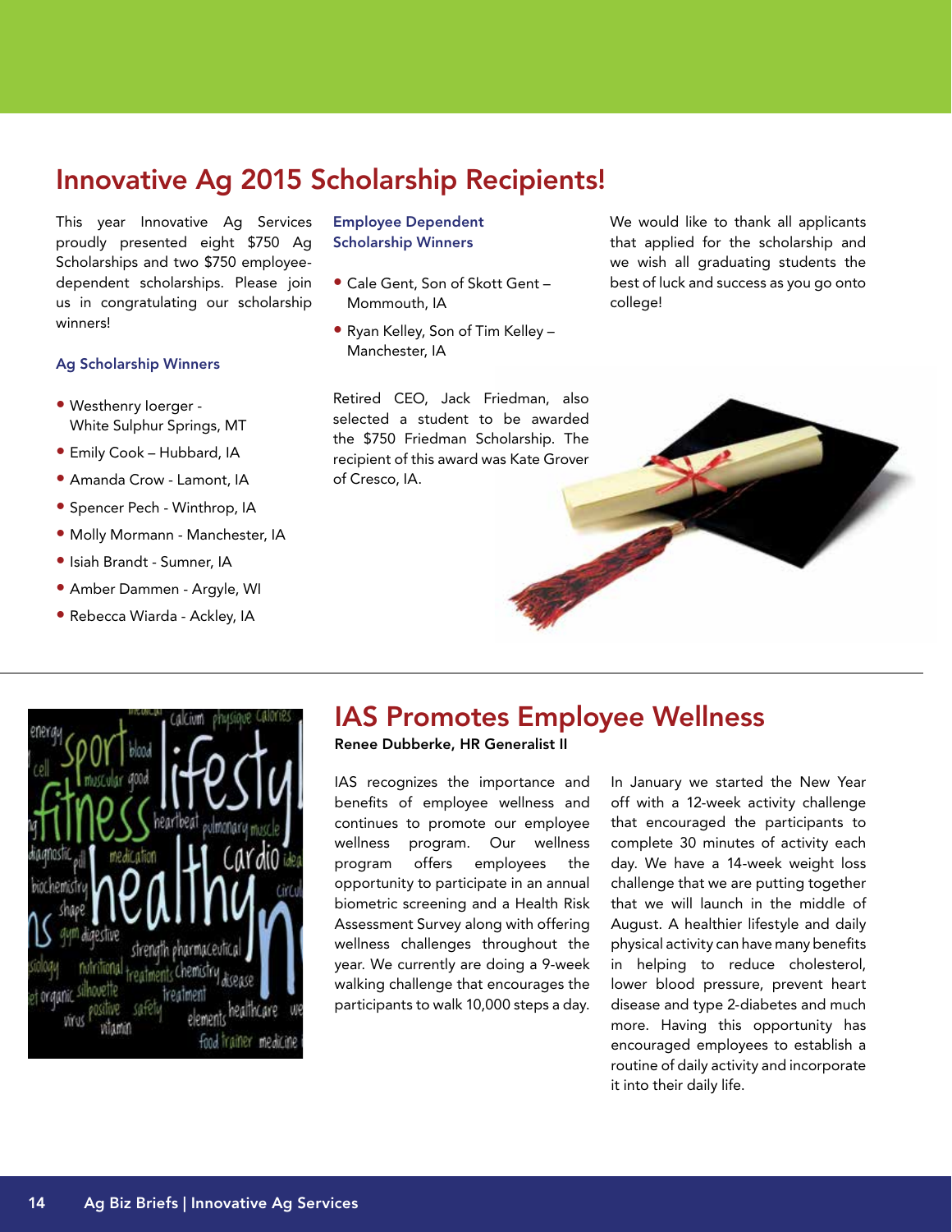# Innovative Ag 2015 Scholarship Recipients!

This year Innovative Ag Services proudly presented eight $750 Ag Scholarships and two $750 employee-dependent scholarships. Please join us in congratulating our scholarship winners!

### Ag Scholarship Winners

- Westhenry Ioerger - White Sulphur Springs, MT
- Emily Cook – Hubbard, IA
- Amanda Crow - Lamont, IA
- Spencer Pech - Winthrop, IA
- Molly Mormann - Manchester, IA
- Isiah Brandt - Sumner, IA
- Amber Dammen - Argyle, WI
- Rebecca Wiarda - Ackley, IA

### Employee Dependent Scholarship Winners

- Cale Gent, Son of Skott Gent – Mommouth, IA
- Ryan Kelley, Son of Tim Kelley – Manchester, IA

Retired CEO, Jack Friedman, also selected a student to be awarded the $750 Friedman Scholarship. The recipient of this award was Kate Grover of Cresco, IA.

We would like to thank all applicants that applied for the scholarship and we wish all graduating students the best of luck and success as you go onto college!

# IAS Promotes Employee Wellness

**Renee Dubberke, HR Generalist II**

IAS recognizes the importance and benefits of employee wellness and continues to promote our employee wellness program. Our wellness program offers employees the opportunity to participate in an annual biometric screening and a Health Risk Assessment Survey along with offering wellness challenges throughout the year. We currently are doing a 9-week walking challenge that encourages the participants to walk 10,000 steps a day.

In January we started the New Year off with a 12-week activity challenge that encouraged the participants to complete 30 minutes of activity each day. We have a 14-week weight loss challenge that we are putting together that we will launch in the middle of August. A healthier lifestyle and daily physical activity can have many benefits in helping to reduce cholesterol, lower blood pressure, prevent heart disease and type 2-diabetes and much more. Having this opportunity has encouraged employees to establish a routine of daily activity and incorporate it into their daily life.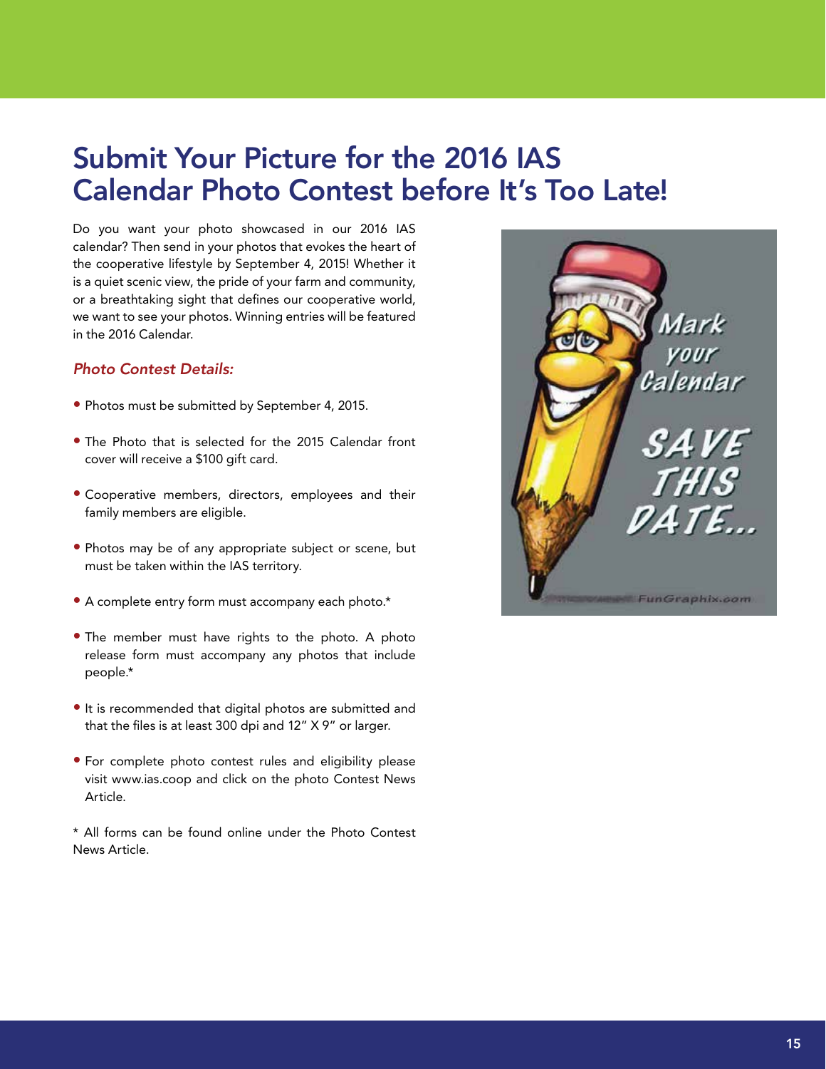# Submit Your Picture for the 2016 IAS Calendar Photo Contest before It's Too Late!

Do you want your photo showcased in our 2016 IAS calendar? Then send in your photos that evokes the heart of the cooperative lifestyle by September 4, 2015! Whether it is a quiet scenic view, the pride of your farm and community, or a breathtaking sight that defines our cooperative world, we want to see your photos. Winning entries will be featured in the 2016 Calendar.

### *Photo Contest Details:*

- Photos must be submitted by September 4, 2015.
- The Photo that is selected for the 2015 Calendar front cover will receive a $100 gift card.
- Cooperative members, directors, employees and their family members are eligible.
- Photos may be of any appropriate subject or scene, but must be taken within the IAS territory.
- A complete entry form must accompany each photo.*
- The member must have rights to the photo. A photo release form must accompany any photos that include people.*
- It is recommended that digital photos are submitted and that the files is at least 300 dpi and 12" X 9" or larger.
- For complete photo contest rules and eligibility please visit www.ias.coop and click on the photo Contest News Article.

* All forms can be found online under the Photo Contest News Article.

Mark your Calendar

SAVE THIS DATE...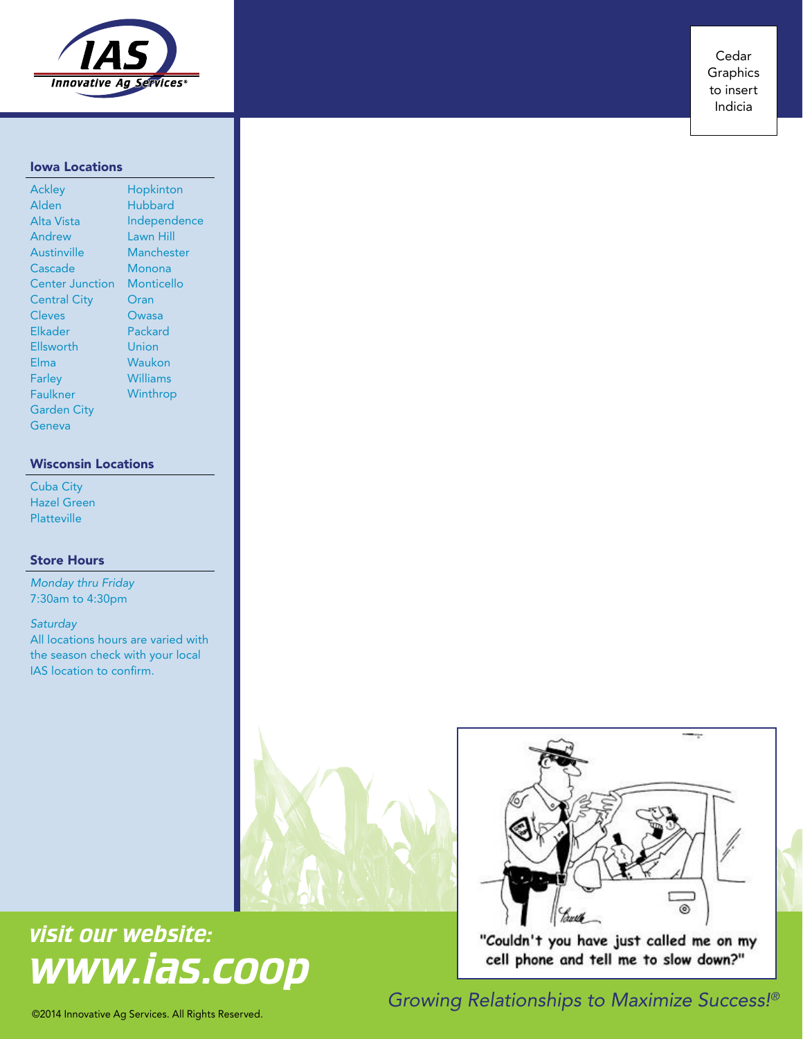IAS Innovative Ag Services®

Cedar Graphics to insert Indicia

## Iowa Locations

- Ackley
- Alden
- Alta Vista
- Andrew
- Austinville
- Cascade
- Center Junction
- Central City
- Cleves
- Elkader
- Ellsworth
- Elma
- Farley
- Faulkner
- Garden City
- Geneva
- Hopkinton
- Hubbard
- Independence
- Lawn Hill
- Manchester
- Monona
- Monticello
- Oran
- Owasa
- Packard
- Union
- Waukon
- Williams
- Winthrop

## Wisconsin Locations

- Cuba City
- Hazel Green
- Platteville

## Store Hours

*Monday thru Friday*
7:30am to 4:30pm

*Saturday*
All locations hours are varied with the season check with your local IAS location to confirm.

"Couldn't you have just called me on my cell phone and tell me to slow down?"

***visit our website:***
***www.ias.coop***

©2014 Innovative Ag Services. All Rights Reserved.

*Growing Relationships to Maximize Success!®*